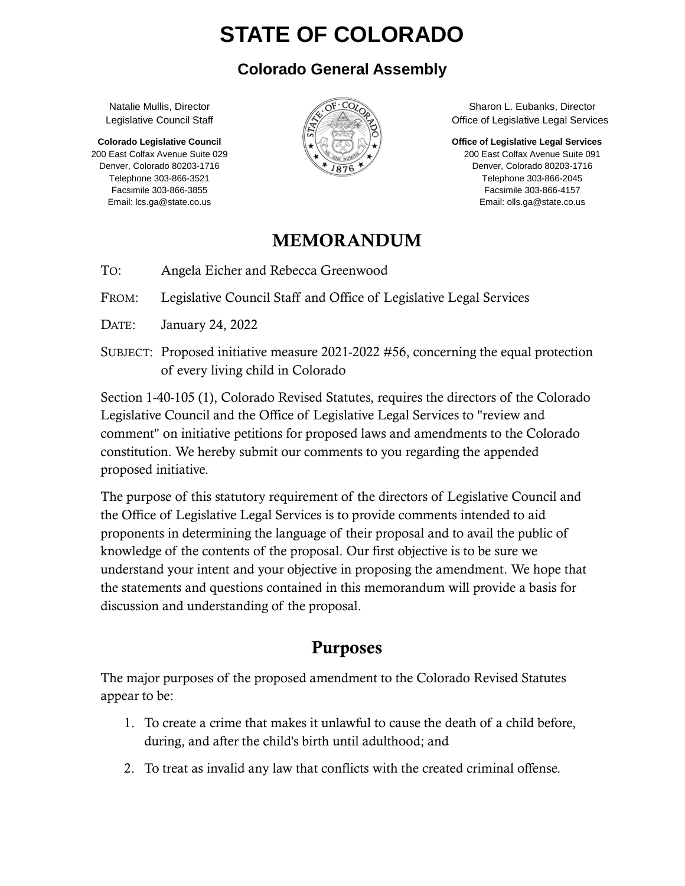# STATE OF COLORADO

## Colorado General Assembly

Natalie Mullis, Director
Legislative Council Staff

**Colorado Legislative Council**
200 East Colfax Avenue Suite 029
Denver, Colorado 80203-1716
Telephone 303-866-3521
Facsimile 303-866-3855
Email: lcs.ga@state.co.us

Sharon L. Eubanks, Director
Office of Legislative Legal Services

**Office of Legislative Legal Services**
200 East Colfax Avenue Suite 091
Denver, Colorado 80203-1716
Telephone 303-866-2045
Facsimile 303-866-4157
Email: olls.ga@state.co.us

# MEMORANDUM

TO: Angela Eicher and Rebecca Greenwood

FROM: Legislative Council Staff and Office of Legislative Legal Services

DATE: January 24, 2022

SUBJECT: Proposed initiative measure 2021-2022 #56, concerning the equal protection of every living child in Colorado

Section 1-40-105 (1), Colorado Revised Statutes, requires the directors of the Colorado Legislative Council and the Office of Legislative Legal Services to "review and comment" on initiative petitions for proposed laws and amendments to the Colorado constitution. We hereby submit our comments to you regarding the appended proposed initiative.

The purpose of this statutory requirement of the directors of Legislative Council and the Office of Legislative Legal Services is to provide comments intended to aid proponents in determining the language of their proposal and to avail the public of knowledge of the contents of the proposal. Our first objective is to be sure we understand your intent and your objective in proposing the amendment. We hope that the statements and questions contained in this memorandum will provide a basis for discussion and understanding of the proposal.

## Purposes

The major purposes of the proposed amendment to the Colorado Revised Statutes appear to be:

1. To create a crime that makes it unlawful to cause the death of a child before, during, and after the child's birth until adulthood; and
2. To treat as invalid any law that conflicts with the created criminal offense.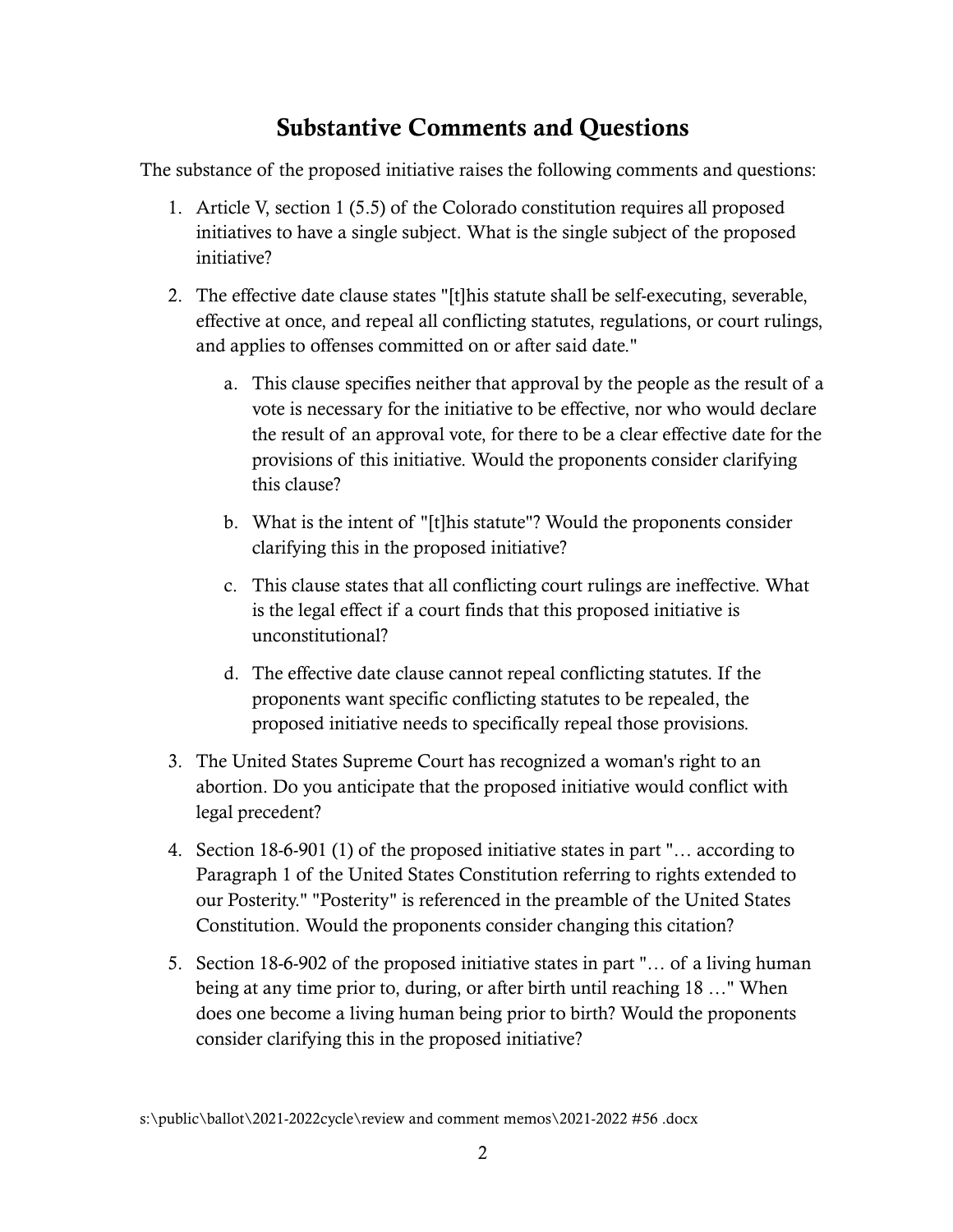## Substantive Comments and Questions

The substance of the proposed initiative raises the following comments and questions:

1. Article V, section 1 (5.5) of the Colorado constitution requires all proposed initiatives to have a single subject. What is the single subject of the proposed initiative?

2. The effective date clause states "[t]his statute shall be self-executing, severable, effective at once, and repeal all conflicting statutes, regulations, or court rulings, and applies to offenses committed on or after said date."

   a. This clause specifies neither that approval by the people as the result of a vote is necessary for the initiative to be effective, nor who would declare the result of an approval vote, for there to be a clear effective date for the provisions of this initiative. Would the proponents consider clarifying this clause?

   b. What is the intent of "[t]his statute"? Would the proponents consider clarifying this in the proposed initiative?

   c. This clause states that all conflicting court rulings are ineffective. What is the legal effect if a court finds that this proposed initiative is unconstitutional?

   d. The effective date clause cannot repeal conflicting statutes. If the proponents want specific conflicting statutes to be repealed, the proposed initiative needs to specifically repeal those provisions.

3. The United States Supreme Court has recognized a woman's right to an abortion. Do you anticipate that the proposed initiative would conflict with legal precedent?

4. Section 18-6-901 (1) of the proposed initiative states in part "… according to Paragraph 1 of the United States Constitution referring to rights extended to our Posterity." "Posterity" is referenced in the preamble of the United States Constitution. Would the proponents consider changing this citation?

5. Section 18-6-902 of the proposed initiative states in part "… of a living human being at any time prior to, during, or after birth until reaching 18 …" When does one become a living human being prior to birth? Would the proponents consider clarifying this in the proposed initiative?

s:\public\ballot\2021-2022cycle\review and comment memos\2021-2022 #56 .docx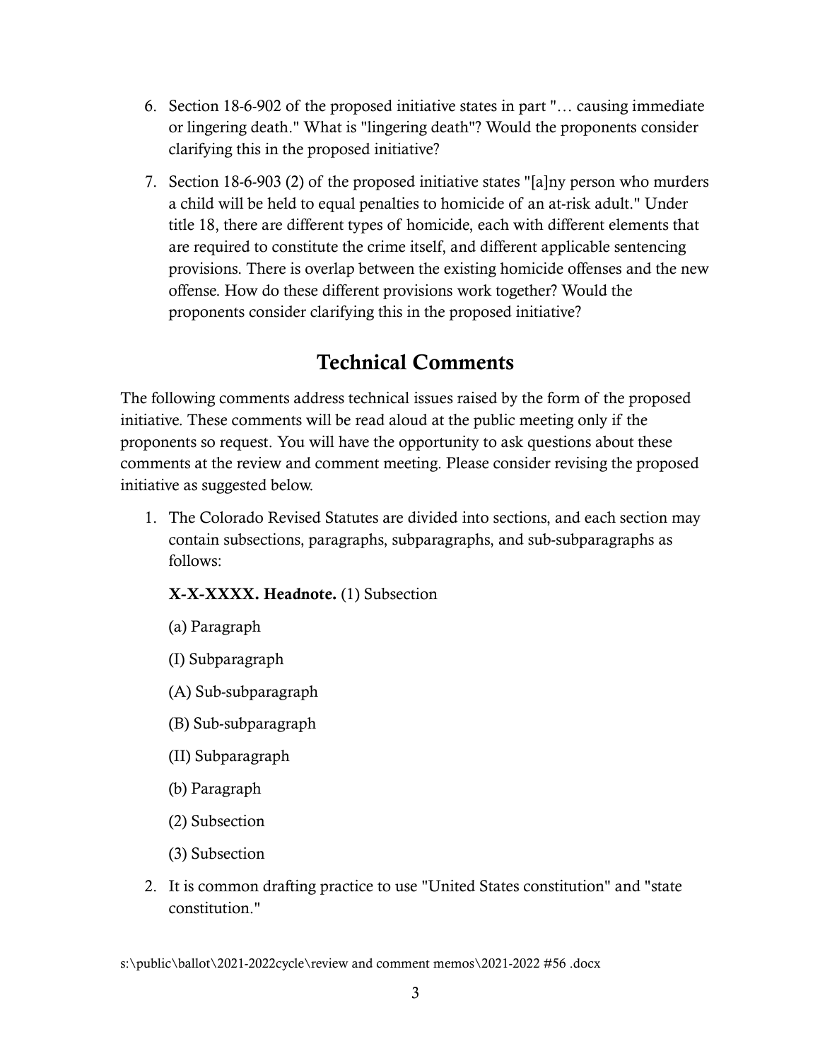6. Section 18-6-902 of the proposed initiative states in part "… causing immediate or lingering death." What is "lingering death"? Would the proponents consider clarifying this in the proposed initiative?

7. Section 18-6-903 (2) of the proposed initiative states "[a]ny person who murders a child will be held to equal penalties to homicide of an at-risk adult." Under title 18, there are different types of homicide, each with different elements that are required to constitute the crime itself, and different applicable sentencing provisions. There is overlap between the existing homicide offenses and the new offense. How do these different provisions work together? Would the proponents consider clarifying this in the proposed initiative?

## Technical Comments

The following comments address technical issues raised by the form of the proposed initiative. These comments will be read aloud at the public meeting only if the proponents so request. You will have the opportunity to ask questions about these comments at the review and comment meeting. Please consider revising the proposed initiative as suggested below.

1. The Colorado Revised Statutes are divided into sections, and each section may contain subsections, paragraphs, subparagraphs, and sub-subparagraphs as follows:

   **X-X-XXXX. Headnote.** (1) Subsection

   (a) Paragraph

   (I) Subparagraph

   (A) Sub-subparagraph

   (B) Sub-subparagraph

   (II) Subparagraph

   (b) Paragraph

   (2) Subsection

   (3) Subsection

2. It is common drafting practice to use "United States constitution" and "state constitution."

s:\public\ballot\2021-2022cycle\review and comment memos\2021-2022 #56 .docx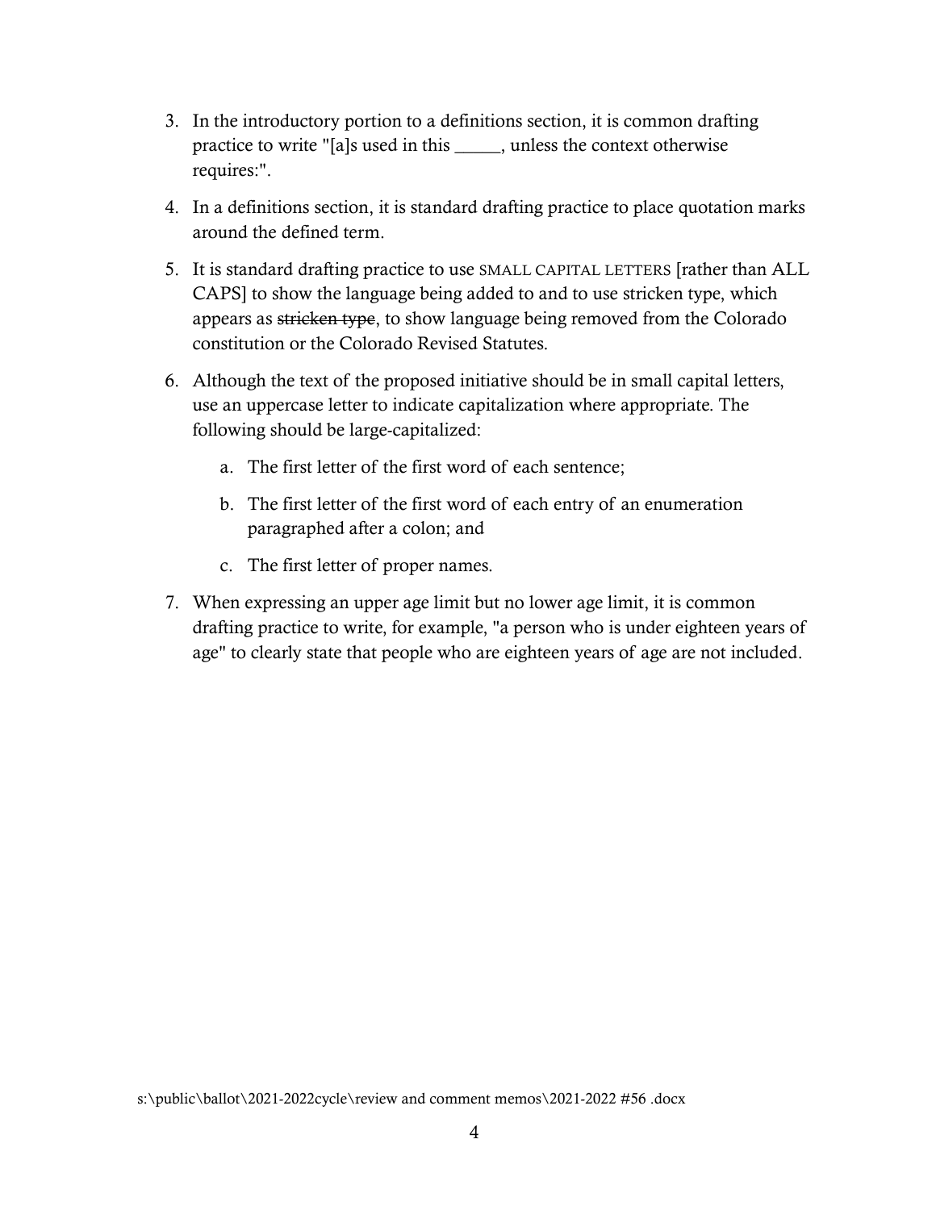3. In the introductory portion to a definitions section, it is common drafting practice to write "[a]s used in this _____, unless the context otherwise requires:".

4. In a definitions section, it is standard drafting practice to place quotation marks around the defined term.

5. It is standard drafting practice to use SMALL CAPITAL LETTERS [rather than ALL CAPS] to show the language being added to and to use stricken type, which appears as ~~stricken type~~, to show language being removed from the Colorado constitution or the Colorado Revised Statutes.

6. Although the text of the proposed initiative should be in small capital letters, use an uppercase letter to indicate capitalization where appropriate. The following should be large-capitalized:

   a. The first letter of the first word of each sentence;

   b. The first letter of the first word of each entry of an enumeration paragraphed after a colon; and

   c. The first letter of proper names.

7. When expressing an upper age limit but no lower age limit, it is common drafting practice to write, for example, "a person who is under eighteen years of age" to clearly state that people who are eighteen years of age are not included.

s:\public\ballot\2021-2022cycle\review and comment memos\2021-2022 #56 .docx